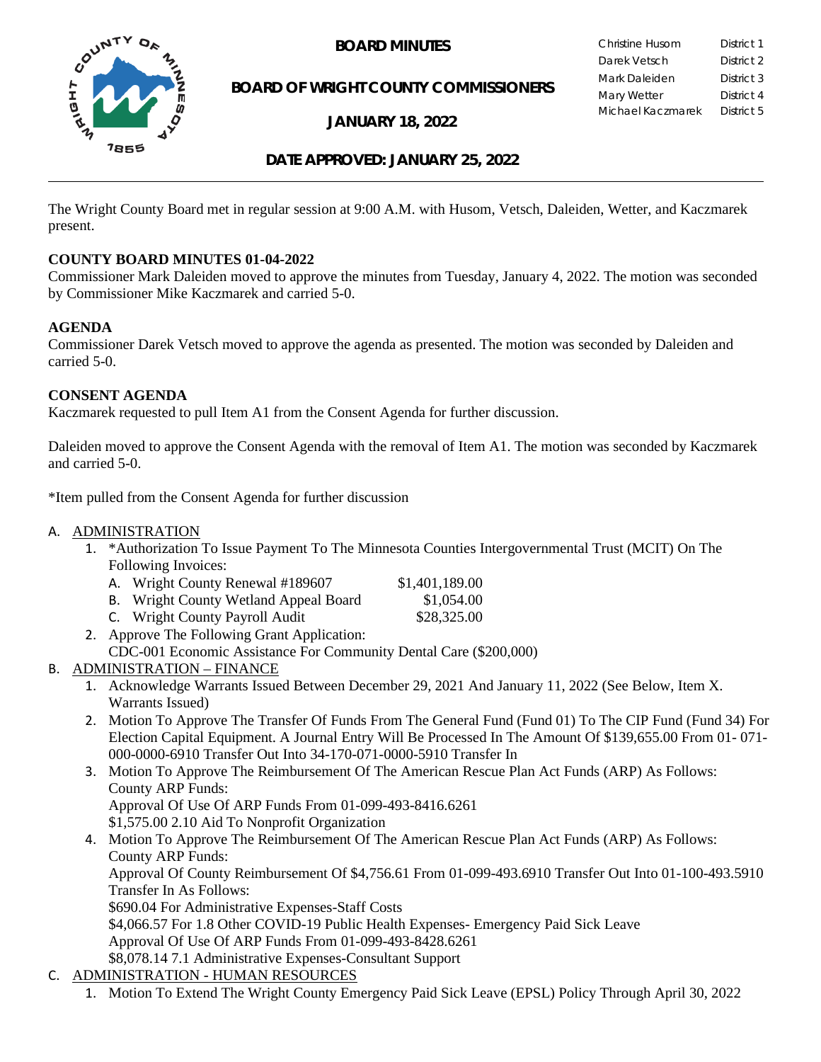# BOARD MINUTES

## BOARD OF WRIGHT COUNTY COMMISSIONERS

## JANUARY 18, 2022

| | |
|---|---|
| Christine Husom | District 1 |
| Darek Vetsch | District 2 |
| Mark Daleiden | District 3 |
| Mary Wetter | District 4 |
| Michael Kaczmarek | District 5 |

## DATE APPROVED: JANUARY 25, 2022

The Wright County Board met in regular session at 9:00 A.M. with Husom, Vetsch, Daleiden, Wetter, and Kaczmarek present.

**COUNTY BOARD MINUTES 01-04-2022**

Commissioner Mark Daleiden moved to approve the minutes from Tuesday, January 4, 2022. The motion was seconded by Commissioner Mike Kaczmarek and carried 5-0.

**AGENDA**

Commissioner Darek Vetsch moved to approve the agenda as presented. The motion was seconded by Daleiden and carried 5-0.

**CONSENT AGENDA**

Kaczmarek requested to pull Item A1 from the Consent Agenda for further discussion.

Daleiden moved to approve the Consent Agenda with the removal of Item A1. The motion was seconded by Kaczmarek and carried 5-0.

*Item pulled from the Consent Agenda for further discussion

A. ADMINISTRATION
   1. *Authorization To Issue Payment To The Minnesota Counties Intergovernmental Trust (MCIT) On The Following Invoices:
      A. Wright County Renewal #189607 $1,401,189.00
      B. Wright County Wetland Appeal Board $1,054.00
      C. Wright County Payroll Audit $28,325.00
   2. Approve The Following Grant Application:
      CDC-001 Economic Assistance For Community Dental Care ($200,000)

B. ADMINISTRATION – FINANCE
   1. Acknowledge Warrants Issued Between December 29, 2021 And January 11, 2022 (See Below, Item X. Warrants Issued)
   2. Motion To Approve The Transfer Of Funds From The General Fund (Fund 01) To The CIP Fund (Fund 34) For Election Capital Equipment. A Journal Entry Will Be Processed In The Amount Of $139,655.00 From 01- 071-000-0000-6910 Transfer Out Into 34-170-071-0000-5910 Transfer In
   3. Motion To Approve The Reimbursement Of The American Rescue Plan Act Funds (ARP) As Follows:
      County ARP Funds:
      Approval Of Use Of ARP Funds From 01-099-493-8416.6261
      $1,575.00 2.10 Aid To Nonprofit Organization
   4. Motion To Approve The Reimbursement Of The American Rescue Plan Act Funds (ARP) As Follows:
      County ARP Funds:
      Approval Of County Reimbursement Of $4,756.61 From 01-099-493.6910 Transfer Out Into 01-100-493.5910 Transfer In As Follows:
      $690.04 For Administrative Expenses-Staff Costs
      $4,066.57 For 1.8 Other COVID-19 Public Health Expenses- Emergency Paid Sick Leave
      Approval Of Use Of ARP Funds From 01-099-493-8428.6261
      $8,078.14 7.1 Administrative Expenses-Consultant Support

C. ADMINISTRATION - HUMAN RESOURCES
   1. Motion To Extend The Wright County Emergency Paid Sick Leave (EPSL) Policy Through April 30, 2022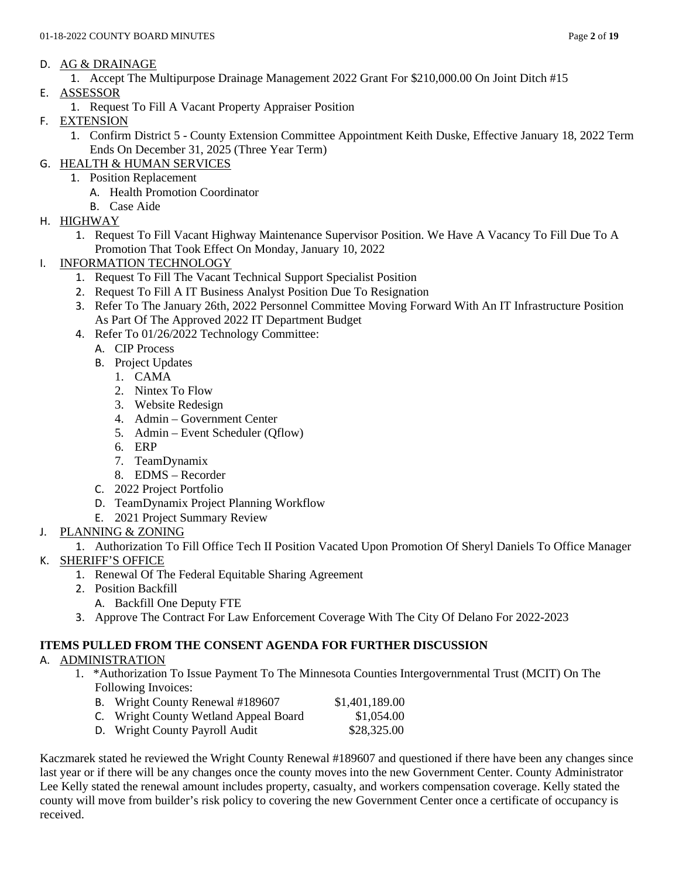D. AG & DRAINAGE
   1. Accept The Multipurpose Drainage Management 2022 Grant For $210,000.00 On Joint Ditch #15
E. ASSESSOR
   1. Request To Fill A Vacant Property Appraiser Position
F. EXTENSION
   1. Confirm District 5 - County Extension Committee Appointment Keith Duske, Effective January 18, 2022 Term Ends On December 31, 2025 (Three Year Term)
G. HEALTH & HUMAN SERVICES
   1. Position Replacement
      A. Health Promotion Coordinator
      B. Case Aide
H. HIGHWAY
   1. Request To Fill Vacant Highway Maintenance Supervisor Position. We Have A Vacancy To Fill Due To A Promotion That Took Effect On Monday, January 10, 2022
I. INFORMATION TECHNOLOGY
   1. Request To Fill The Vacant Technical Support Specialist Position
   2. Request To Fill A IT Business Analyst Position Due To Resignation
   3. Refer To The January 26th, 2022 Personnel Committee Moving Forward With An IT Infrastructure Position As Part Of The Approved 2022 IT Department Budget
   4. Refer To 01/26/2022 Technology Committee:
      A. CIP Process
      B. Project Updates
         1. CAMA
         2. Nintex To Flow
         3. Website Redesign
         4. Admin – Government Center
         5. Admin – Event Scheduler (Qflow)
         6. ERP
         7. TeamDynamix
         8. EDMS – Recorder
      C. 2022 Project Portfolio
      D. TeamDynamix Project Planning Workflow
      E. 2021 Project Summary Review
J. PLANNING & ZONING
   1. Authorization To Fill Office Tech II Position Vacated Upon Promotion Of Sheryl Daniels To Office Manager
K. SHERIFF'S OFFICE
   1. Renewal Of The Federal Equitable Sharing Agreement
   2. Position Backfill
      A. Backfill One Deputy FTE
   3. Approve The Contract For Law Enforcement Coverage With The City Of Delano For 2022-2023

**ITEMS PULLED FROM THE CONSENT AGENDA FOR FURTHER DISCUSSION**

A. ADMINISTRATION
   1. *Authorization To Issue Payment To The Minnesota Counties Intergovernmental Trust (MCIT) On The Following Invoices:
      B. Wright County Renewal #189607 $1,401,189.00
      C. Wright County Wetland Appeal Board $1,054.00
      D. Wright County Payroll Audit $28,325.00

Kaczmarek stated he reviewed the Wright County Renewal #189607 and questioned if there have been any changes since last year or if there will be any changes once the county moves into the new Government Center. County Administrator Lee Kelly stated the renewal amount includes property, casualty, and workers compensation coverage. Kelly stated the county will move from builder's risk policy to covering the new Government Center once a certificate of occupancy is received.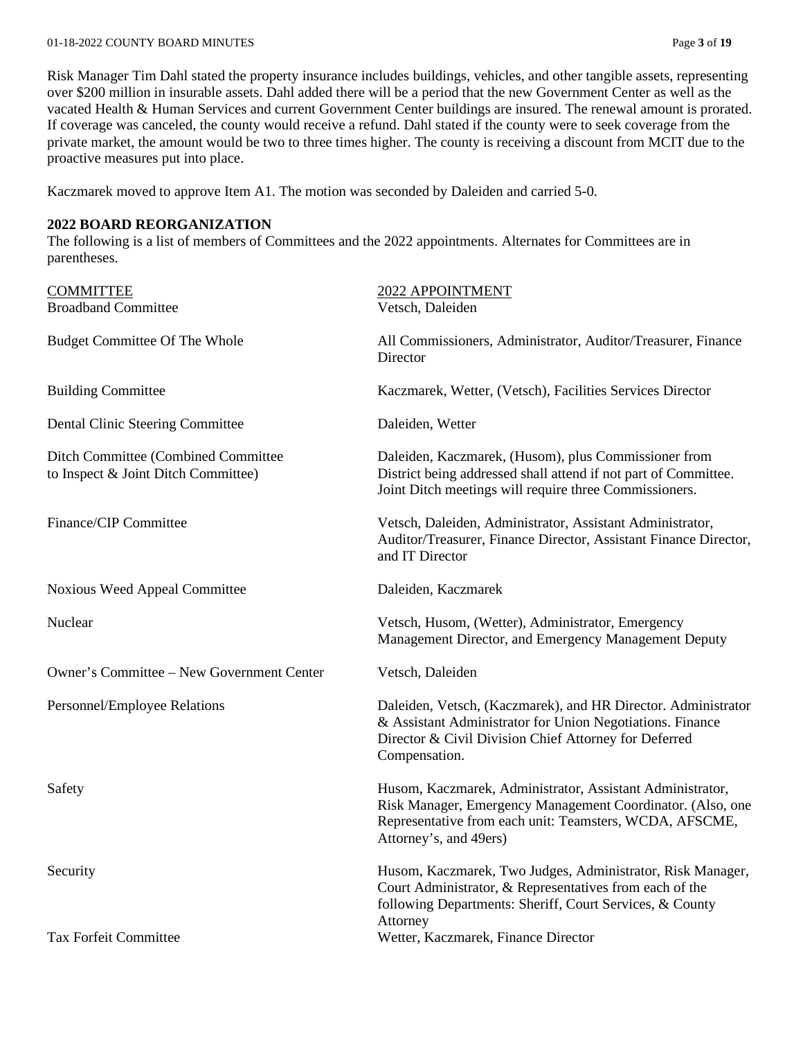Risk Manager Tim Dahl stated the property insurance includes buildings, vehicles, and other tangible assets, representing over $200 million in insurable assets. Dahl added there will be a period that the new Government Center as well as the vacated Health & Human Services and current Government Center buildings are insured. The renewal amount is prorated. If coverage was canceled, the county would receive a refund. Dahl stated if the county were to seek coverage from the private market, the amount would be two to three times higher. The county is receiving a discount from MCIT due to the proactive measures put into place.

Kaczmarek moved to approve Item A1. The motion was seconded by Daleiden and carried 5-0.

**2022 BOARD REORGANIZATION**

The following is a list of members of Committees and the 2022 appointments. Alternates for Committees are in parentheses.

| COMMITTEE | 2022 APPOINTMENT |
|---|---|
| Broadband Committee | Vetsch, Daleiden |
| Budget Committee Of The Whole | All Commissioners, Administrator, Auditor/Treasurer, Finance Director |
| Building Committee | Kaczmarek, Wetter, (Vetsch), Facilities Services Director |
| Dental Clinic Steering Committee | Daleiden, Wetter |
| Ditch Committee (Combined Committee to Inspect & Joint Ditch Committee) | Daleiden, Kaczmarek, (Husom), plus Commissioner from District being addressed shall attend if not part of Committee. Joint Ditch meetings will require three Commissioners. |
| Finance/CIP Committee | Vetsch, Daleiden, Administrator, Assistant Administrator, Auditor/Treasurer, Finance Director, Assistant Finance Director, and IT Director |
| Noxious Weed Appeal Committee | Daleiden, Kaczmarek |
| Nuclear | Vetsch, Husom, (Wetter), Administrator, Emergency Management Director, and Emergency Management Deputy |
| Owner's Committee – New Government Center | Vetsch, Daleiden |
| Personnel/Employee Relations | Daleiden, Vetsch, (Kaczmarek), and HR Director. Administrator & Assistant Administrator for Union Negotiations. Finance Director & Civil Division Chief Attorney for Deferred Compensation. |
| Safety | Husom, Kaczmarek, Administrator, Assistant Administrator, Risk Manager, Emergency Management Coordinator. (Also, one Representative from each unit: Teamsters, WCDA, AFSCME, Attorney's, and 49ers) |
| Security | Husom, Kaczmarek, Two Judges, Administrator, Risk Manager, Court Administrator, & Representatives from each of the following Departments: Sheriff, Court Services, & County Attorney |
| Tax Forfeit Committee | Wetter, Kaczmarek, Finance Director |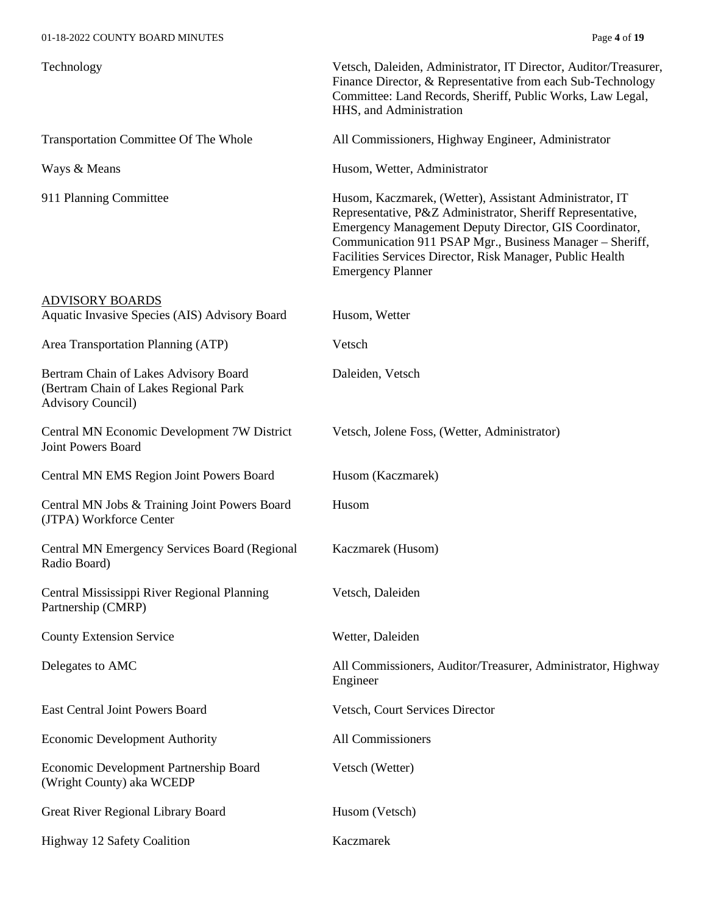| | |
|---|---|
| Technology | Vetsch, Daleiden, Administrator, IT Director, Auditor/Treasurer, Finance Director, & Representative from each Sub-Technology Committee: Land Records, Sheriff, Public Works, Law Legal, HHS, and Administration |
| Transportation Committee Of The Whole | All Commissioners, Highway Engineer, Administrator |
| Ways & Means | Husom, Wetter, Administrator |
| 911 Planning Committee | Husom, Kaczmarek, (Wetter), Assistant Administrator, IT Representative, P&Z Administrator, Sheriff Representative, Emergency Management Deputy Director, GIS Coordinator, Communication 911 PSAP Mgr., Business Manager – Sheriff, Facilities Services Director, Risk Manager, Public Health Emergency Planner |

<u>ADVISORY BOARDS</u>

| | |
|---|---|
| Aquatic Invasive Species (AIS) Advisory Board | Husom, Wetter |
| Area Transportation Planning (ATP) | Vetsch |
| Bertram Chain of Lakes Advisory Board (Bertram Chain of Lakes Regional Park Advisory Council) | Daleiden, Vetsch |
| Central MN Economic Development 7W District Joint Powers Board | Vetsch, Jolene Foss, (Wetter, Administrator) |
| Central MN EMS Region Joint Powers Board | Husom (Kaczmarek) |
| Central MN Jobs & Training Joint Powers Board (JTPA) Workforce Center | Husom |
| Central MN Emergency Services Board (Regional Radio Board) | Kaczmarek (Husom) |
| Central Mississippi River Regional Planning Partnership (CMRP) | Vetsch, Daleiden |
| County Extension Service | Wetter, Daleiden |
| Delegates to AMC | All Commissioners, Auditor/Treasurer, Administrator, Highway Engineer |
| East Central Joint Powers Board | Vetsch, Court Services Director |
| Economic Development Authority | All Commissioners |
| Economic Development Partnership Board (Wright County) aka WCEDP | Vetsch (Wetter) |
| Great River Regional Library Board | Husom (Vetsch) |
| Highway 12 Safety Coalition | Kaczmarek |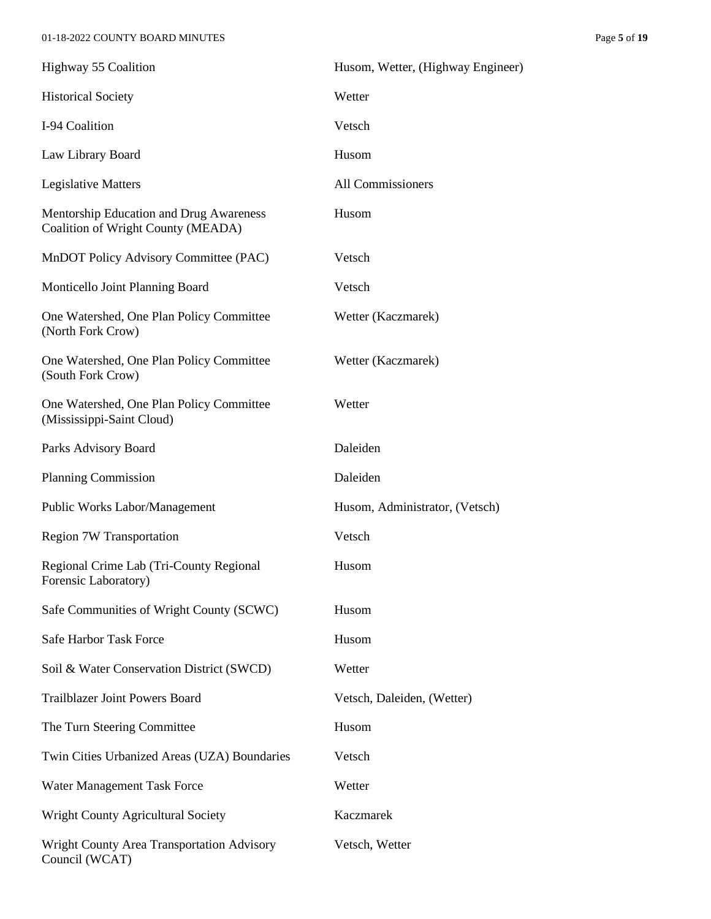| | |
|---|---|
| Highway 55 Coalition | Husom, Wetter, (Highway Engineer) |
| Historical Society | Wetter |
| I-94 Coalition | Vetsch |
| Law Library Board | Husom |
| Legislative Matters | All Commissioners |
| Mentorship Education and Drug Awareness Coalition of Wright County (MEADA) | Husom |
| MnDOT Policy Advisory Committee (PAC) | Vetsch |
| Monticello Joint Planning Board | Vetsch |
| One Watershed, One Plan Policy Committee (North Fork Crow) | Wetter (Kaczmarek) |
| One Watershed, One Plan Policy Committee (South Fork Crow) | Wetter (Kaczmarek) |
| One Watershed, One Plan Policy Committee (Mississippi-Saint Cloud) | Wetter |
| Parks Advisory Board | Daleiden |
| Planning Commission | Daleiden |
| Public Works Labor/Management | Husom, Administrator, (Vetsch) |
| Region 7W Transportation | Vetsch |
| Regional Crime Lab (Tri-County Regional Forensic Laboratory) | Husom |
| Safe Communities of Wright County (SCWC) | Husom |
| Safe Harbor Task Force | Husom |
| Soil & Water Conservation District (SWCD) | Wetter |
| Trailblazer Joint Powers Board | Vetsch, Daleiden, (Wetter) |
| The Turn Steering Committee | Husom |
| Twin Cities Urbanized Areas (UZA) Boundaries | Vetsch |
| Water Management Task Force | Wetter |
| Wright County Agricultural Society | Kaczmarek |
| Wright County Area Transportation Advisory Council (WCAT) | Vetsch, Wetter |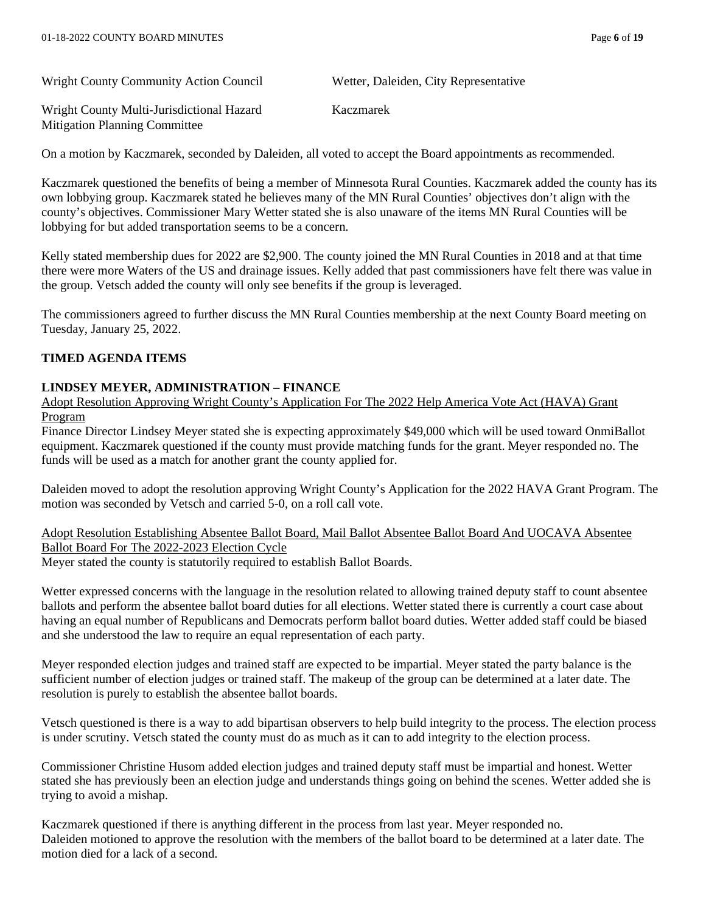| | |
|---|---|
| Wright County Community Action Council | Wetter, Daleiden, City Representative |
| Wright County Multi-Jurisdictional Hazard Mitigation Planning Committee | Kaczmarek |

On a motion by Kaczmarek, seconded by Daleiden, all voted to accept the Board appointments as recommended.

Kaczmarek questioned the benefits of being a member of Minnesota Rural Counties. Kaczmarek added the county has its own lobbying group. Kaczmarek stated he believes many of the MN Rural Counties' objectives don't align with the county's objectives. Commissioner Mary Wetter stated she is also unaware of the items MN Rural Counties will be lobbying for but added transportation seems to be a concern.

Kelly stated membership dues for 2022 are $2,900. The county joined the MN Rural Counties in 2018 and at that time there were more Waters of the US and drainage issues. Kelly added that past commissioners have felt there was value in the group. Vetsch added the county will only see benefits if the group is leveraged.

The commissioners agreed to further discuss the MN Rural Counties membership at the next County Board meeting on Tuesday, January 25, 2022.

## TIMED AGENDA ITEMS

### LINDSEY MEYER, ADMINISTRATION – FINANCE

Adopt Resolution Approving Wright County's Application For The 2022 Help America Vote Act (HAVA) Grant Program

Finance Director Lindsey Meyer stated she is expecting approximately $49,000 which will be used toward OnmiBallot equipment. Kaczmarek questioned if the county must provide matching funds for the grant. Meyer responded no. The funds will be used as a match for another grant the county applied for.

Daleiden moved to adopt the resolution approving Wright County's Application for the 2022 HAVA Grant Program. The motion was seconded by Vetsch and carried 5-0, on a roll call vote.

Adopt Resolution Establishing Absentee Ballot Board, Mail Ballot Absentee Ballot Board And UOCAVA Absentee Ballot Board For The 2022-2023 Election Cycle

Meyer stated the county is statutorily required to establish Ballot Boards.

Wetter expressed concerns with the language in the resolution related to allowing trained deputy staff to count absentee ballots and perform the absentee ballot board duties for all elections. Wetter stated there is currently a court case about having an equal number of Republicans and Democrats perform ballot board duties. Wetter added staff could be biased and she understood the law to require an equal representation of each party.

Meyer responded election judges and trained staff are expected to be impartial. Meyer stated the party balance is the sufficient number of election judges or trained staff. The makeup of the group can be determined at a later date. The resolution is purely to establish the absentee ballot boards.

Vetsch questioned is there is a way to add bipartisan observers to help build integrity to the process. The election process is under scrutiny. Vetsch stated the county must do as much as it can to add integrity to the election process.

Commissioner Christine Husom added election judges and trained deputy staff must be impartial and honest. Wetter stated she has previously been an election judge and understands things going on behind the scenes. Wetter added she is trying to avoid a mishap.

Kaczmarek questioned if there is anything different in the process from last year. Meyer responded no.
Daleiden motioned to approve the resolution with the members of the ballot board to be determined at a later date. The motion died for a lack of a second.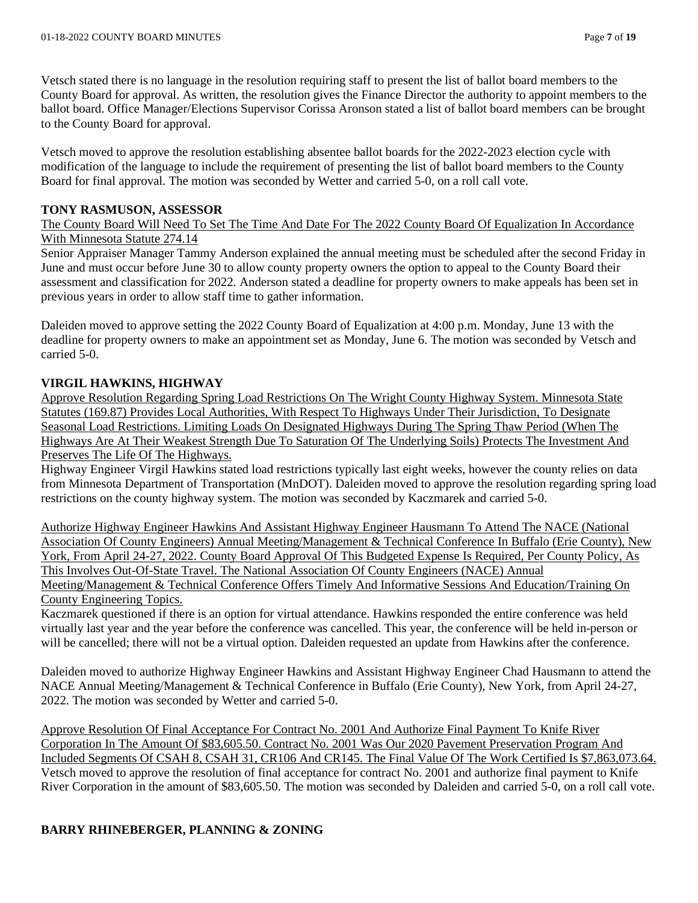Vetsch stated there is no language in the resolution requiring staff to present the list of ballot board members to the County Board for approval. As written, the resolution gives the Finance Director the authority to appoint members to the ballot board. Office Manager/Elections Supervisor Corissa Aronson stated a list of ballot board members can be brought to the County Board for approval.

Vetsch moved to approve the resolution establishing absentee ballot boards for the 2022-2023 election cycle with modification of the language to include the requirement of presenting the list of ballot board members to the County Board for final approval. The motion was seconded by Wetter and carried 5-0, on a roll call vote.

**TONY RASMUSON, ASSESSOR**

<u>The County Board Will Need To Set The Time And Date For The 2022 County Board Of Equalization In Accordance With Minnesota Statute 274.14</u>

Senior Appraiser Manager Tammy Anderson explained the annual meeting must be scheduled after the second Friday in June and must occur before June 30 to allow county property owners the option to appeal to the County Board their assessment and classification for 2022. Anderson stated a deadline for property owners to make appeals has been set in previous years in order to allow staff time to gather information.

Daleiden moved to approve setting the 2022 County Board of Equalization at 4:00 p.m. Monday, June 13 with the deadline for property owners to make an appointment set as Monday, June 6. The motion was seconded by Vetsch and carried 5-0.

**VIRGIL HAWKINS, HIGHWAY**

<u>Approve Resolution Regarding Spring Load Restrictions On The Wright County Highway System. Minnesota State Statutes (169.87) Provides Local Authorities, With Respect To Highways Under Their Jurisdiction, To Designate Seasonal Load Restrictions. Limiting Loads On Designated Highways During The Spring Thaw Period (When The Highways Are At Their Weakest Strength Due To Saturation Of The Underlying Soils) Protects The Investment And Preserves The Life Of The Highways.</u>

Highway Engineer Virgil Hawkins stated load restrictions typically last eight weeks, however the county relies on data from Minnesota Department of Transportation (MnDOT). Daleiden moved to approve the resolution regarding spring load restrictions on the county highway system. The motion was seconded by Kaczmarek and carried 5-0.

<u>Authorize Highway Engineer Hawkins And Assistant Highway Engineer Hausmann To Attend The NACE (National Association Of County Engineers) Annual Meeting/Management & Technical Conference In Buffalo (Erie County), New York, From April 24-27, 2022. County Board Approval Of This Budgeted Expense Is Required, Per County Policy, As This Involves Out-Of-State Travel. The National Association Of County Engineers (NACE) Annual Meeting/Management & Technical Conference Offers Timely And Informative Sessions And Education/Training On County Engineering Topics.</u>

Kaczmarek questioned if there is an option for virtual attendance. Hawkins responded the entire conference was held virtually last year and the year before the conference was cancelled. This year, the conference will be held in-person or will be cancelled; there will not be a virtual option. Daleiden requested an update from Hawkins after the conference.

Daleiden moved to authorize Highway Engineer Hawkins and Assistant Highway Engineer Chad Hausmann to attend the NACE Annual Meeting/Management & Technical Conference in Buffalo (Erie County), New York, from April 24-27, 2022. The motion was seconded by Wetter and carried 5-0.

<u>Approve Resolution Of Final Acceptance For Contract No. 2001 And Authorize Final Payment To Knife River Corporation In The Amount Of $83,605.50. Contract No. 2001 Was Our 2020 Pavement Preservation Program And Included Segments Of CSAH 8, CSAH 31, CR106 And CR145. The Final Value Of The Work Certified Is $7,863,073.64.</u>

Vetsch moved to approve the resolution of final acceptance for contract No. 2001 and authorize final payment to Knife River Corporation in the amount of $83,605.50. The motion was seconded by Daleiden and carried 5-0, on a roll call vote.

**BARRY RHINEBERGER, PLANNING & ZONING**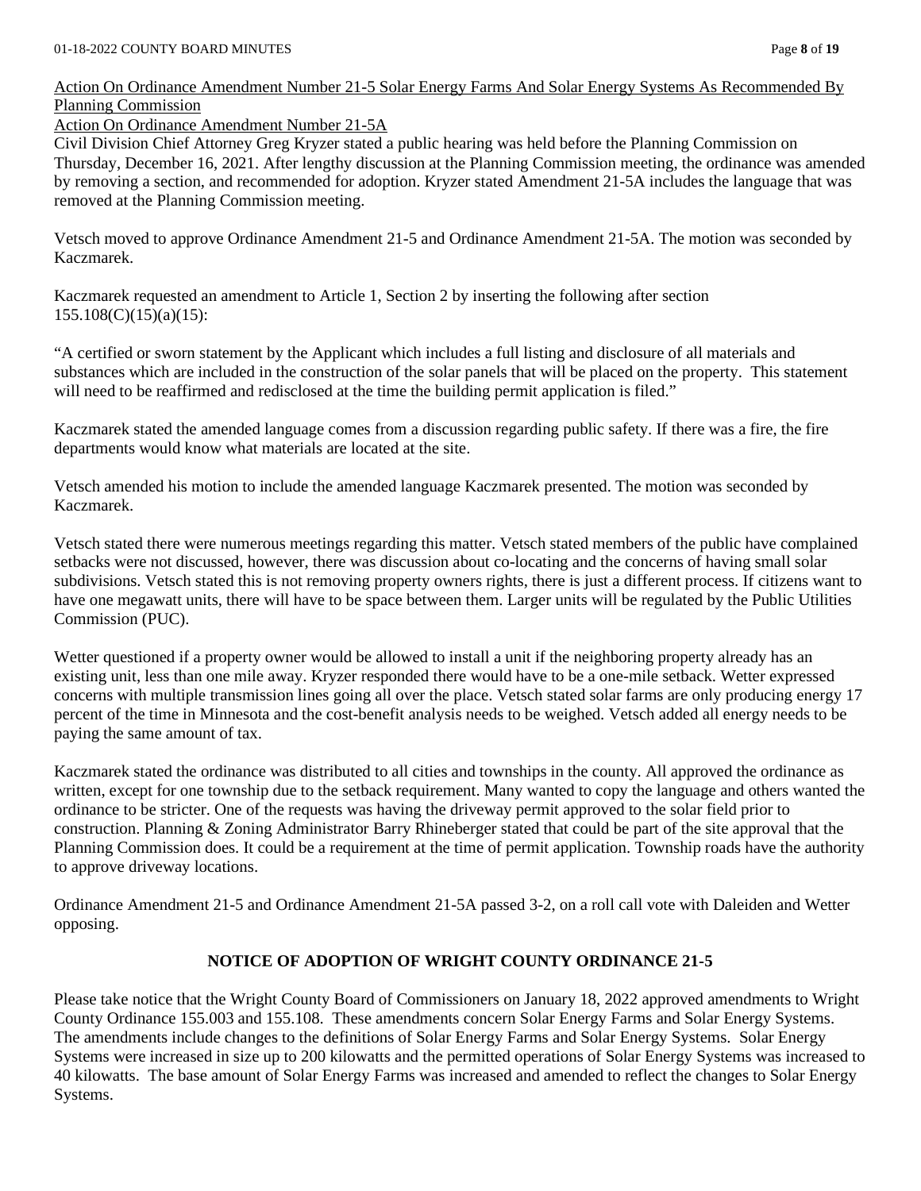Action On Ordinance Amendment Number 21-5 Solar Energy Farms And Solar Energy Systems As Recommended By Planning Commission

Action On Ordinance Amendment Number 21-5A

Civil Division Chief Attorney Greg Kryzer stated a public hearing was held before the Planning Commission on Thursday, December 16, 2021. After lengthy discussion at the Planning Commission meeting, the ordinance was amended by removing a section, and recommended for adoption. Kryzer stated Amendment 21-5A includes the language that was removed at the Planning Commission meeting.

Vetsch moved to approve Ordinance Amendment 21-5 and Ordinance Amendment 21-5A. The motion was seconded by Kaczmarek.

Kaczmarek requested an amendment to Article 1, Section 2 by inserting the following after section 155.108(C)(15)(a)(15):

"A certified or sworn statement by the Applicant which includes a full listing and disclosure of all materials and substances which are included in the construction of the solar panels that will be placed on the property. This statement will need to be reaffirmed and redisclosed at the time the building permit application is filed."

Kaczmarek stated the amended language comes from a discussion regarding public safety. If there was a fire, the fire departments would know what materials are located at the site.

Vetsch amended his motion to include the amended language Kaczmarek presented. The motion was seconded by Kaczmarek.

Vetsch stated there were numerous meetings regarding this matter. Vetsch stated members of the public have complained setbacks were not discussed, however, there was discussion about co-locating and the concerns of having small solar subdivisions. Vetsch stated this is not removing property owners rights, there is just a different process. If citizens want to have one megawatt units, there will have to be space between them. Larger units will be regulated by the Public Utilities Commission (PUC).

Wetter questioned if a property owner would be allowed to install a unit if the neighboring property already has an existing unit, less than one mile away. Kryzer responded there would have to be a one-mile setback. Wetter expressed concerns with multiple transmission lines going all over the place. Vetsch stated solar farms are only producing energy 17 percent of the time in Minnesota and the cost-benefit analysis needs to be weighed. Vetsch added all energy needs to be paying the same amount of tax.

Kaczmarek stated the ordinance was distributed to all cities and townships in the county. All approved the ordinance as written, except for one township due to the setback requirement. Many wanted to copy the language and others wanted the ordinance to be stricter. One of the requests was having the driveway permit approved to the solar field prior to construction. Planning & Zoning Administrator Barry Rhineberger stated that could be part of the site approval that the Planning Commission does. It could be a requirement at the time of permit application. Township roads have the authority to approve driveway locations.

Ordinance Amendment 21-5 and Ordinance Amendment 21-5A passed 3-2, on a roll call vote with Daleiden and Wetter opposing.

**NOTICE OF ADOPTION OF WRIGHT COUNTY ORDINANCE 21-5**

Please take notice that the Wright County Board of Commissioners on January 18, 2022 approved amendments to Wright County Ordinance 155.003 and 155.108. These amendments concern Solar Energy Farms and Solar Energy Systems. The amendments include changes to the definitions of Solar Energy Farms and Solar Energy Systems. Solar Energy Systems were increased in size up to 200 kilowatts and the permitted operations of Solar Energy Systems was increased to 40 kilowatts. The base amount of Solar Energy Farms was increased and amended to reflect the changes to Solar Energy Systems.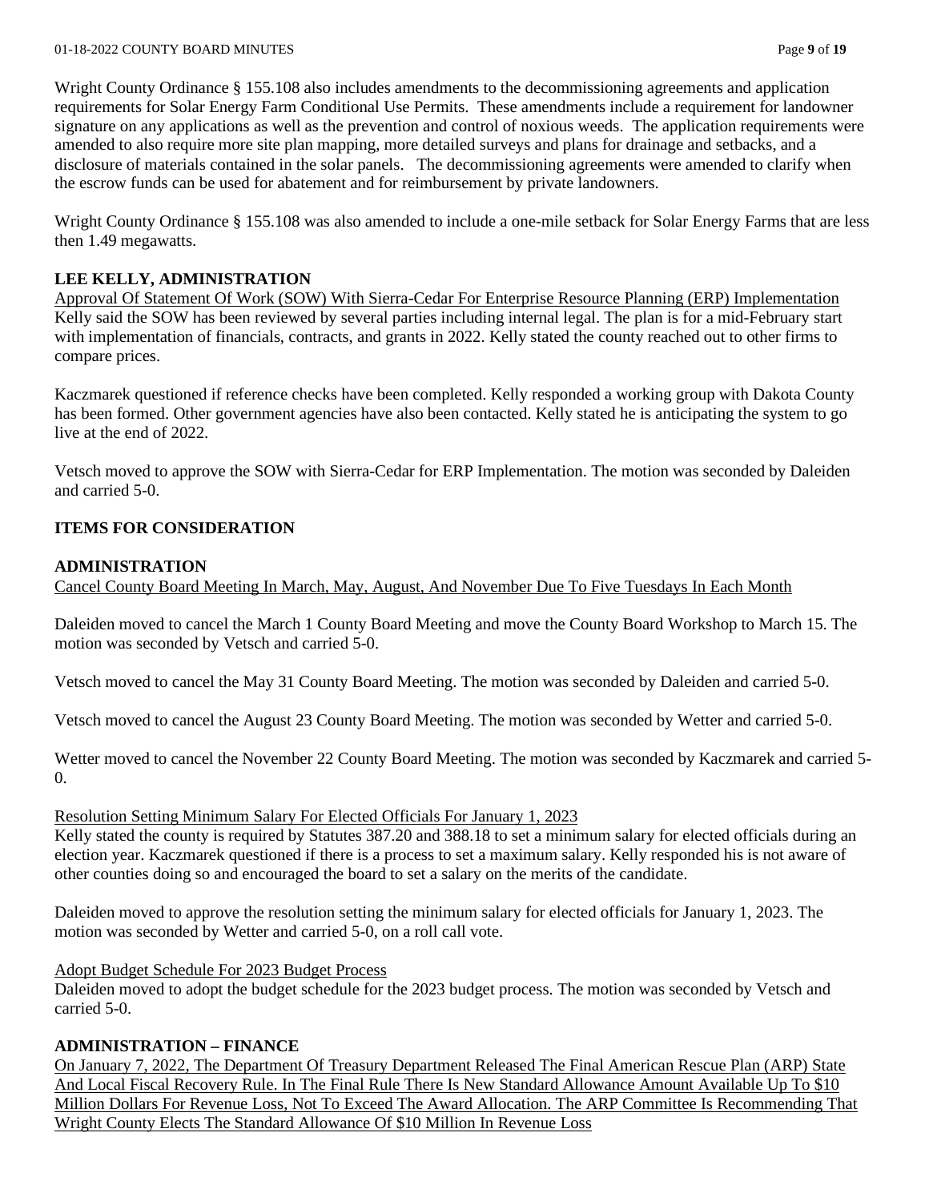Wright County Ordinance § 155.108 also includes amendments to the decommissioning agreements and application requirements for Solar Energy Farm Conditional Use Permits. These amendments include a requirement for landowner signature on any applications as well as the prevention and control of noxious weeds. The application requirements were amended to also require more site plan mapping, more detailed surveys and plans for drainage and setbacks, and a disclosure of materials contained in the solar panels. The decommissioning agreements were amended to clarify when the escrow funds can be used for abatement and for reimbursement by private landowners.

Wright County Ordinance § 155.108 was also amended to include a one-mile setback for Solar Energy Farms that are less then 1.49 megawatts.

**LEE KELLY, ADMINISTRATION**

Approval Of Statement Of Work (SOW) With Sierra-Cedar For Enterprise Resource Planning (ERP) Implementation

Kelly said the SOW has been reviewed by several parties including internal legal. The plan is for a mid-February start with implementation of financials, contracts, and grants in 2022. Kelly stated the county reached out to other firms to compare prices.

Kaczmarek questioned if reference checks have been completed. Kelly responded a working group with Dakota County has been formed. Other government agencies have also been contacted. Kelly stated he is anticipating the system to go live at the end of 2022.

Vetsch moved to approve the SOW with Sierra-Cedar for ERP Implementation. The motion was seconded by Daleiden and carried 5-0.

**ITEMS FOR CONSIDERATION**

**ADMINISTRATION**

Cancel County Board Meeting In March, May, August, And November Due To Five Tuesdays In Each Month

Daleiden moved to cancel the March 1 County Board Meeting and move the County Board Workshop to March 15. The motion was seconded by Vetsch and carried 5-0.

Vetsch moved to cancel the May 31 County Board Meeting. The motion was seconded by Daleiden and carried 5-0.

Vetsch moved to cancel the August 23 County Board Meeting. The motion was seconded by Wetter and carried 5-0.

Wetter moved to cancel the November 22 County Board Meeting. The motion was seconded by Kaczmarek and carried 5-0.

Resolution Setting Minimum Salary For Elected Officials For January 1, 2023

Kelly stated the county is required by Statutes 387.20 and 388.18 to set a minimum salary for elected officials during an election year. Kaczmarek questioned if there is a process to set a maximum salary. Kelly responded his is not aware of other counties doing so and encouraged the board to set a salary on the merits of the candidate.

Daleiden moved to approve the resolution setting the minimum salary for elected officials for January 1, 2023. The motion was seconded by Wetter and carried 5-0, on a roll call vote.

Adopt Budget Schedule For 2023 Budget Process

Daleiden moved to adopt the budget schedule for the 2023 budget process. The motion was seconded by Vetsch and carried 5-0.

**ADMINISTRATION – FINANCE**

On January 7, 2022, The Department Of Treasury Department Released The Final American Rescue Plan (ARP) State And Local Fiscal Recovery Rule. In The Final Rule There Is New Standard Allowance Amount Available Up To $10 Million Dollars For Revenue Loss, Not To Exceed The Award Allocation. The ARP Committee Is Recommending That Wright County Elects The Standard Allowance Of $10 Million In Revenue Loss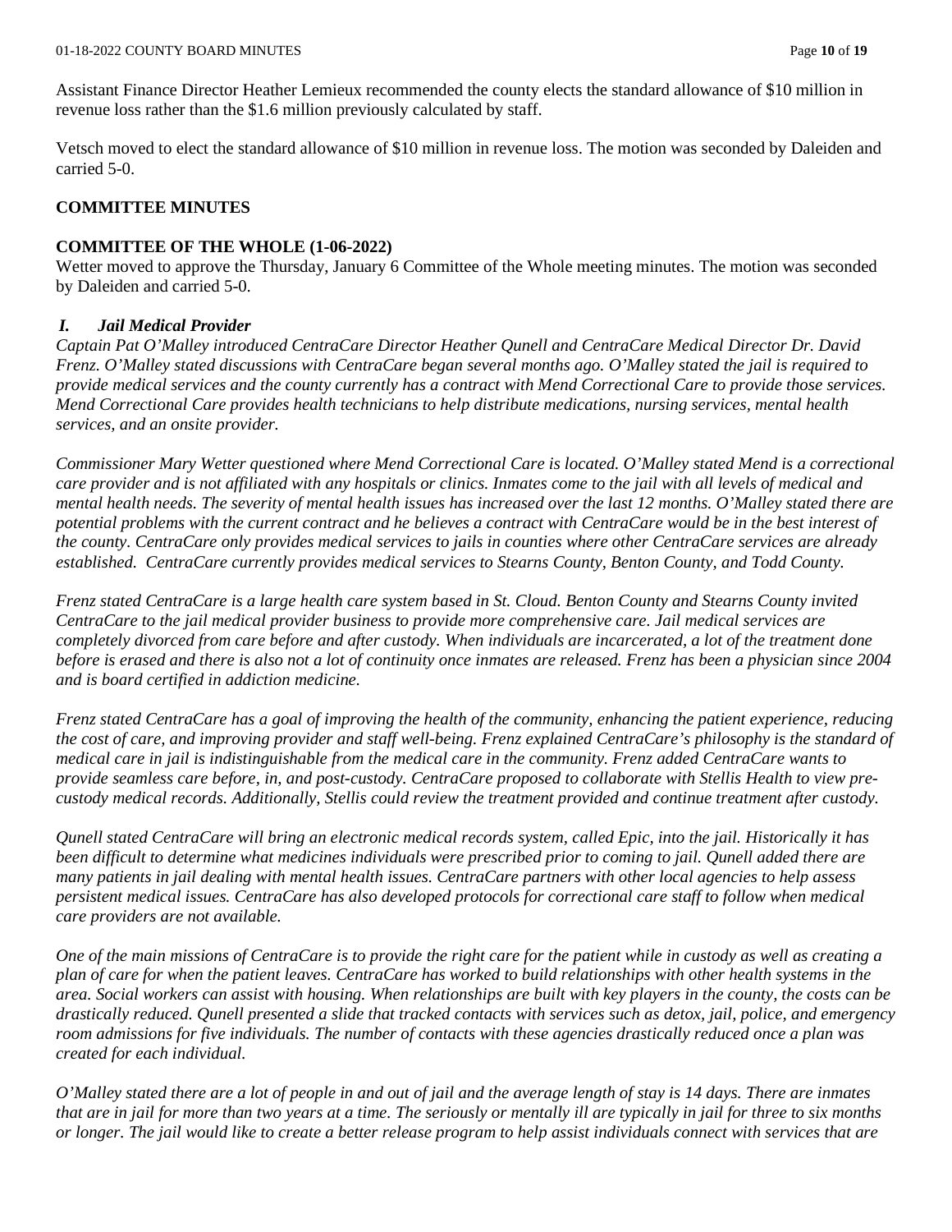Assistant Finance Director Heather Lemieux recommended the county elects the standard allowance of $10 million in revenue loss rather than the $1.6 million previously calculated by staff.

Vetsch moved to elect the standard allowance of $10 million in revenue loss. The motion was seconded by Daleiden and carried 5-0.

## COMMITTEE MINUTES

### COMMITTEE OF THE WHOLE (1-06-2022)

Wetter moved to approve the Thursday, January 6 Committee of the Whole meeting minutes. The motion was seconded by Daleiden and carried 5-0.

#### *I. Jail Medical Provider*

*Captain Pat O'Malley introduced CentraCare Director Heather Qunell and CentraCare Medical Director Dr. David Frenz. O'Malley stated discussions with CentraCare began several months ago. O'Malley stated the jail is required to provide medical services and the county currently has a contract with Mend Correctional Care to provide those services. Mend Correctional Care provides health technicians to help distribute medications, nursing services, mental health services, and an onsite provider.*

*Commissioner Mary Wetter questioned where Mend Correctional Care is located. O'Malley stated Mend is a correctional care provider and is not affiliated with any hospitals or clinics. Inmates come to the jail with all levels of medical and mental health needs. The severity of mental health issues has increased over the last 12 months. O'Malley stated there are potential problems with the current contract and he believes a contract with CentraCare would be in the best interest of the county. CentraCare only provides medical services to jails in counties where other CentraCare services are already established. CentraCare currently provides medical services to Stearns County, Benton County, and Todd County.*

*Frenz stated CentraCare is a large health care system based in St. Cloud. Benton County and Stearns County invited CentraCare to the jail medical provider business to provide more comprehensive care. Jail medical services are completely divorced from care before and after custody. When individuals are incarcerated, a lot of the treatment done before is erased and there is also not a lot of continuity once inmates are released. Frenz has been a physician since 2004 and is board certified in addiction medicine.*

*Frenz stated CentraCare has a goal of improving the health of the community, enhancing the patient experience, reducing the cost of care, and improving provider and staff well-being. Frenz explained CentraCare's philosophy is the standard of medical care in jail is indistinguishable from the medical care in the community. Frenz added CentraCare wants to provide seamless care before, in, and post-custody. CentraCare proposed to collaborate with Stellis Health to view pre-custody medical records. Additionally, Stellis could review the treatment provided and continue treatment after custody.*

*Qunell stated CentraCare will bring an electronic medical records system, called Epic, into the jail. Historically it has been difficult to determine what medicines individuals were prescribed prior to coming to jail. Qunell added there are many patients in jail dealing with mental health issues. CentraCare partners with other local agencies to help assess persistent medical issues. CentraCare has also developed protocols for correctional care staff to follow when medical care providers are not available.*

*One of the main missions of CentraCare is to provide the right care for the patient while in custody as well as creating a plan of care for when the patient leaves. CentraCare has worked to build relationships with other health systems in the area. Social workers can assist with housing. When relationships are built with key players in the county, the costs can be drastically reduced. Qunell presented a slide that tracked contacts with services such as detox, jail, police, and emergency room admissions for five individuals. The number of contacts with these agencies drastically reduced once a plan was created for each individual.*

*O'Malley stated there are a lot of people in and out of jail and the average length of stay is 14 days. There are inmates that are in jail for more than two years at a time. The seriously or mentally ill are typically in jail for three to six months or longer. The jail would like to create a better release program to help assist individuals connect with services that are*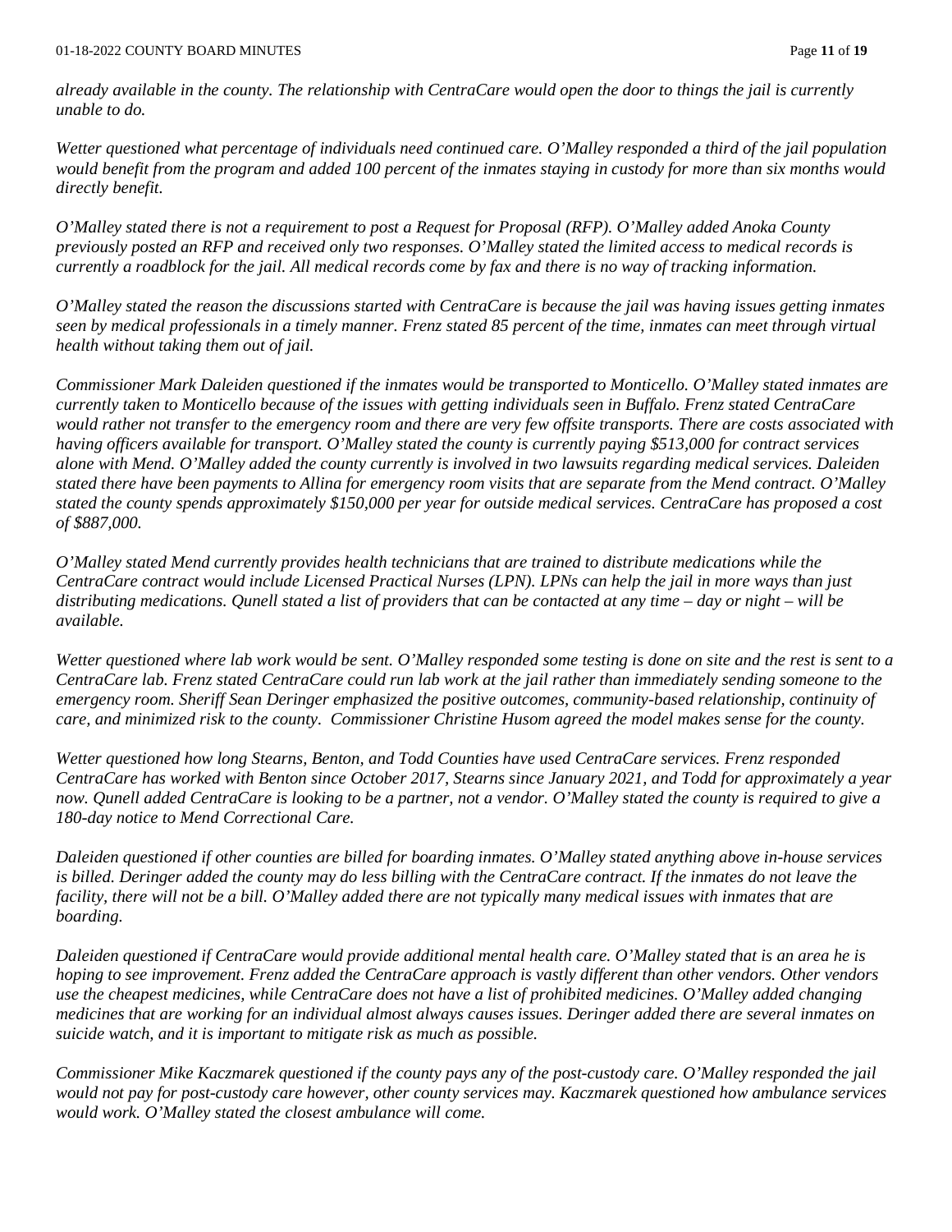*already available in the county. The relationship with CentraCare would open the door to things the jail is currently unable to do.*

*Wetter questioned what percentage of individuals need continued care. O'Malley responded a third of the jail population would benefit from the program and added 100 percent of the inmates staying in custody for more than six months would directly benefit.*

*O'Malley stated there is not a requirement to post a Request for Proposal (RFP). O'Malley added Anoka County previously posted an RFP and received only two responses. O'Malley stated the limited access to medical records is currently a roadblock for the jail. All medical records come by fax and there is no way of tracking information.*

*O'Malley stated the reason the discussions started with CentraCare is because the jail was having issues getting inmates seen by medical professionals in a timely manner. Frenz stated 85 percent of the time, inmates can meet through virtual health without taking them out of jail.*

*Commissioner Mark Daleiden questioned if the inmates would be transported to Monticello. O'Malley stated inmates are currently taken to Monticello because of the issues with getting individuals seen in Buffalo. Frenz stated CentraCare would rather not transfer to the emergency room and there are very few offsite transports. There are costs associated with having officers available for transport. O'Malley stated the county is currently paying $513,000 for contract services alone with Mend. O'Malley added the county currently is involved in two lawsuits regarding medical services. Daleiden stated there have been payments to Allina for emergency room visits that are separate from the Mend contract. O'Malley stated the county spends approximately $150,000 per year for outside medical services. CentraCare has proposed a cost of $887,000.*

*O'Malley stated Mend currently provides health technicians that are trained to distribute medications while the CentraCare contract would include Licensed Practical Nurses (LPN). LPNs can help the jail in more ways than just distributing medications. Qunell stated a list of providers that can be contacted at any time – day or night – will be available.*

*Wetter questioned where lab work would be sent. O'Malley responded some testing is done on site and the rest is sent to a CentraCare lab. Frenz stated CentraCare could run lab work at the jail rather than immediately sending someone to the emergency room. Sheriff Sean Deringer emphasized the positive outcomes, community-based relationship, continuity of care, and minimized risk to the county. Commissioner Christine Husom agreed the model makes sense for the county.*

*Wetter questioned how long Stearns, Benton, and Todd Counties have used CentraCare services. Frenz responded CentraCare has worked with Benton since October 2017, Stearns since January 2021, and Todd for approximately a year now. Qunell added CentraCare is looking to be a partner, not a vendor. O'Malley stated the county is required to give a 180-day notice to Mend Correctional Care.*

*Daleiden questioned if other counties are billed for boarding inmates. O'Malley stated anything above in-house services is billed. Deringer added the county may do less billing with the CentraCare contract. If the inmates do not leave the facility, there will not be a bill. O'Malley added there are not typically many medical issues with inmates that are boarding.*

*Daleiden questioned if CentraCare would provide additional mental health care. O'Malley stated that is an area he is hoping to see improvement. Frenz added the CentraCare approach is vastly different than other vendors. Other vendors use the cheapest medicines, while CentraCare does not have a list of prohibited medicines. O'Malley added changing medicines that are working for an individual almost always causes issues. Deringer added there are several inmates on suicide watch, and it is important to mitigate risk as much as possible.*

*Commissioner Mike Kaczmarek questioned if the county pays any of the post-custody care. O'Malley responded the jail would not pay for post-custody care however, other county services may. Kaczmarek questioned how ambulance services would work. O'Malley stated the closest ambulance will come.*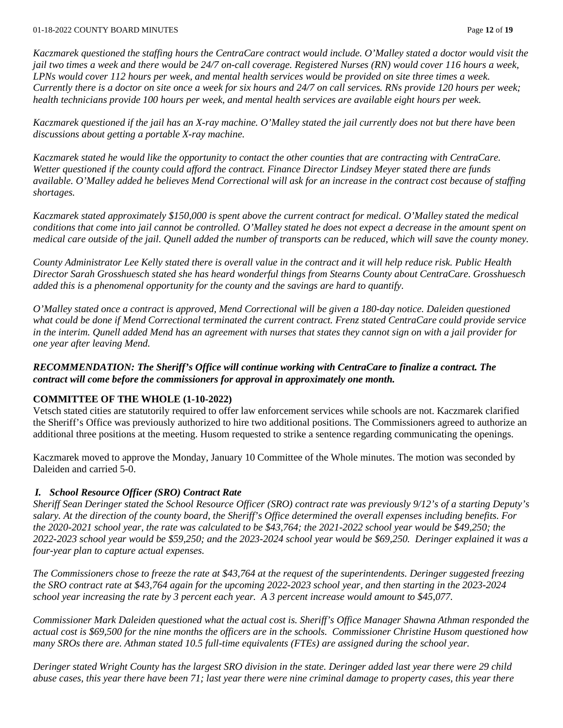*Kaczmarek questioned the staffing hours the CentraCare contract would include. O'Malley stated a doctor would visit the jail two times a week and there would be 24/7 on-call coverage. Registered Nurses (RN) would cover 116 hours a week, LPNs would cover 112 hours per week, and mental health services would be provided on site three times a week. Currently there is a doctor on site once a week for six hours and 24/7 on call services. RNs provide 120 hours per week; health technicians provide 100 hours per week, and mental health services are available eight hours per week.*

*Kaczmarek questioned if the jail has an X-ray machine. O'Malley stated the jail currently does not but there have been discussions about getting a portable X-ray machine.*

*Kaczmarek stated he would like the opportunity to contact the other counties that are contracting with CentraCare. Wetter questioned if the county could afford the contract. Finance Director Lindsey Meyer stated there are funds available. O'Malley added he believes Mend Correctional will ask for an increase in the contract cost because of staffing shortages.*

*Kaczmarek stated approximately $150,000 is spent above the current contract for medical. O'Malley stated the medical conditions that come into jail cannot be controlled. O'Malley stated he does not expect a decrease in the amount spent on medical care outside of the jail. Qunell added the number of transports can be reduced, which will save the county money.*

*County Administrator Lee Kelly stated there is overall value in the contract and it will help reduce risk. Public Health Director Sarah Grosshuesch stated she has heard wonderful things from Stearns County about CentraCare. Grosshuesch added this is a phenomenal opportunity for the county and the savings are hard to quantify.*

*O'Malley stated once a contract is approved, Mend Correctional will be given a 180-day notice. Daleiden questioned what could be done if Mend Correctional terminated the current contract. Frenz stated CentraCare could provide service in the interim. Qunell added Mend has an agreement with nurses that states they cannot sign on with a jail provider for one year after leaving Mend.*

***RECOMMENDATION: The Sheriff's Office will continue working with CentraCare to finalize a contract. The contract will come before the commissioners for approval in approximately one month.***

**COMMITTEE OF THE WHOLE (1-10-2022)**

Vetsch stated cities are statutorily required to offer law enforcement services while schools are not. Kaczmarek clarified the Sheriff's Office was previously authorized to hire two additional positions. The Commissioners agreed to authorize an additional three positions at the meeting. Husom requested to strike a sentence regarding communicating the openings.

Kaczmarek moved to approve the Monday, January 10 Committee of the Whole minutes. The motion was seconded by Daleiden and carried 5-0.

***I. School Resource Officer (SRO) Contract Rate***

*Sheriff Sean Deringer stated the School Resource Officer (SRO) contract rate was previously 9/12's of a starting Deputy's salary. At the direction of the county board, the Sheriff's Office determined the overall expenses including benefits. For the 2020-2021 school year, the rate was calculated to be $43,764; the 2021-2022 school year would be $49,250; the 2022-2023 school year would be $59,250; and the 2023-2024 school year would be $69,250. Deringer explained it was a four-year plan to capture actual expenses.*

*The Commissioners chose to freeze the rate at $43,764 at the request of the superintendents. Deringer suggested freezing the SRO contract rate at $43,764 again for the upcoming 2022-2023 school year, and then starting in the 2023-2024 school year increasing the rate by 3 percent each year. A 3 percent increase would amount to $45,077.*

*Commissioner Mark Daleiden questioned what the actual cost is. Sheriff's Office Manager Shawna Athman responded the actual cost is $69,500 for the nine months the officers are in the schools. Commissioner Christine Husom questioned how many SROs there are. Athman stated 10.5 full-time equivalents (FTEs) are assigned during the school year.*

*Deringer stated Wright County has the largest SRO division in the state. Deringer added last year there were 29 child abuse cases, this year there have been 71; last year there were nine criminal damage to property cases, this year there*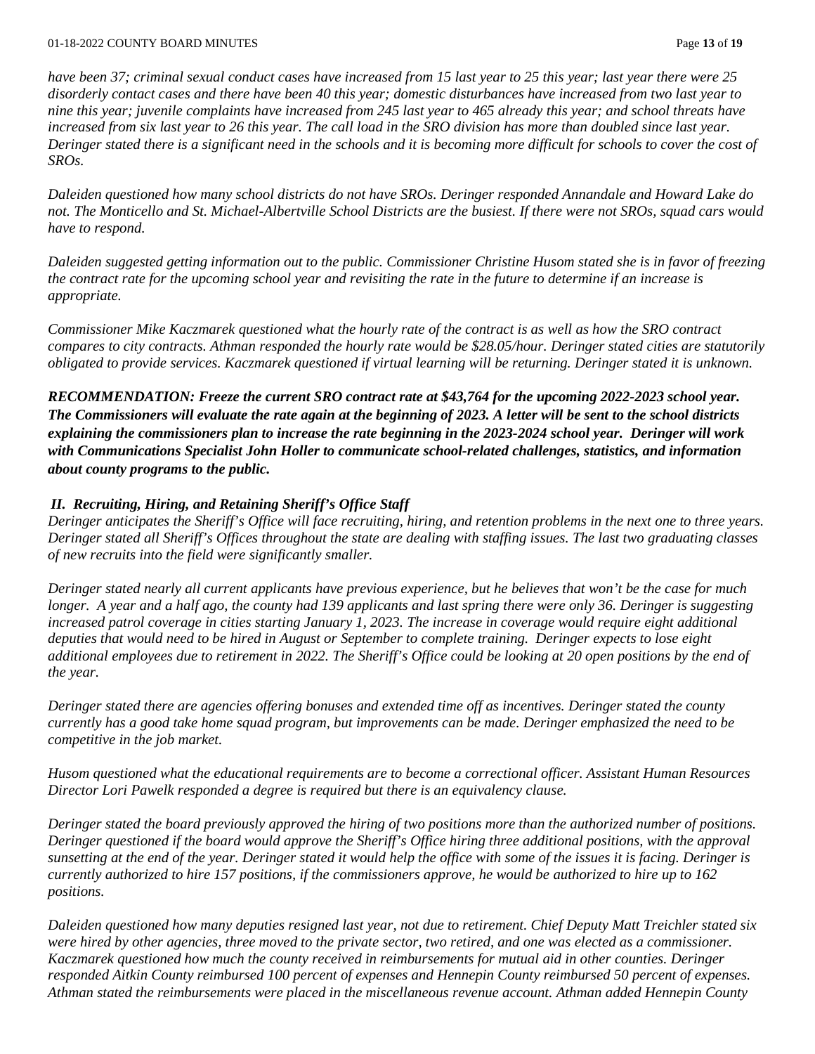*have been 37; criminal sexual conduct cases have increased from 15 last year to 25 this year; last year there were 25 disorderly contact cases and there have been 40 this year; domestic disturbances have increased from two last year to nine this year; juvenile complaints have increased from 245 last year to 465 already this year; and school threats have increased from six last year to 26 this year. The call load in the SRO division has more than doubled since last year. Deringer stated there is a significant need in the schools and it is becoming more difficult for schools to cover the cost of SROs.*

*Daleiden questioned how many school districts do not have SROs. Deringer responded Annandale and Howard Lake do not. The Monticello and St. Michael-Albertville School Districts are the busiest. If there were not SROs, squad cars would have to respond.*

*Daleiden suggested getting information out to the public. Commissioner Christine Husom stated she is in favor of freezing the contract rate for the upcoming school year and revisiting the rate in the future to determine if an increase is appropriate.*

*Commissioner Mike Kaczmarek questioned what the hourly rate of the contract is as well as how the SRO contract compares to city contracts. Athman responded the hourly rate would be $28.05/hour. Deringer stated cities are statutorily obligated to provide services. Kaczmarek questioned if virtual learning will be returning. Deringer stated it is unknown.*

***RECOMMENDATION: Freeze the current SRO contract rate at $43,764 for the upcoming 2022-2023 school year. The Commissioners will evaluate the rate again at the beginning of 2023. A letter will be sent to the school districts explaining the commissioners plan to increase the rate beginning in the 2023-2024 school year. Deringer will work with Communications Specialist John Holler to communicate school-related challenges, statistics, and information about county programs to the public.***

***II. Recruiting, Hiring, and Retaining Sheriff's Office Staff***

*Deringer anticipates the Sheriff's Office will face recruiting, hiring, and retention problems in the next one to three years. Deringer stated all Sheriff's Offices throughout the state are dealing with staffing issues. The last two graduating classes of new recruits into the field were significantly smaller.*

*Deringer stated nearly all current applicants have previous experience, but he believes that won't be the case for much longer. A year and a half ago, the county had 139 applicants and last spring there were only 36. Deringer is suggesting increased patrol coverage in cities starting January 1, 2023. The increase in coverage would require eight additional deputies that would need to be hired in August or September to complete training. Deringer expects to lose eight additional employees due to retirement in 2022. The Sheriff's Office could be looking at 20 open positions by the end of the year.*

*Deringer stated there are agencies offering bonuses and extended time off as incentives. Deringer stated the county currently has a good take home squad program, but improvements can be made. Deringer emphasized the need to be competitive in the job market.*

*Husom questioned what the educational requirements are to become a correctional officer. Assistant Human Resources Director Lori Pawelk responded a degree is required but there is an equivalency clause.*

*Deringer stated the board previously approved the hiring of two positions more than the authorized number of positions. Deringer questioned if the board would approve the Sheriff's Office hiring three additional positions, with the approval sunsetting at the end of the year. Deringer stated it would help the office with some of the issues it is facing. Deringer is currently authorized to hire 157 positions, if the commissioners approve, he would be authorized to hire up to 162 positions.*

*Daleiden questioned how many deputies resigned last year, not due to retirement. Chief Deputy Matt Treichler stated six were hired by other agencies, three moved to the private sector, two retired, and one was elected as a commissioner. Kaczmarek questioned how much the county received in reimbursements for mutual aid in other counties. Deringer responded Aitkin County reimbursed 100 percent of expenses and Hennepin County reimbursed 50 percent of expenses. Athman stated the reimbursements were placed in the miscellaneous revenue account. Athman added Hennepin County*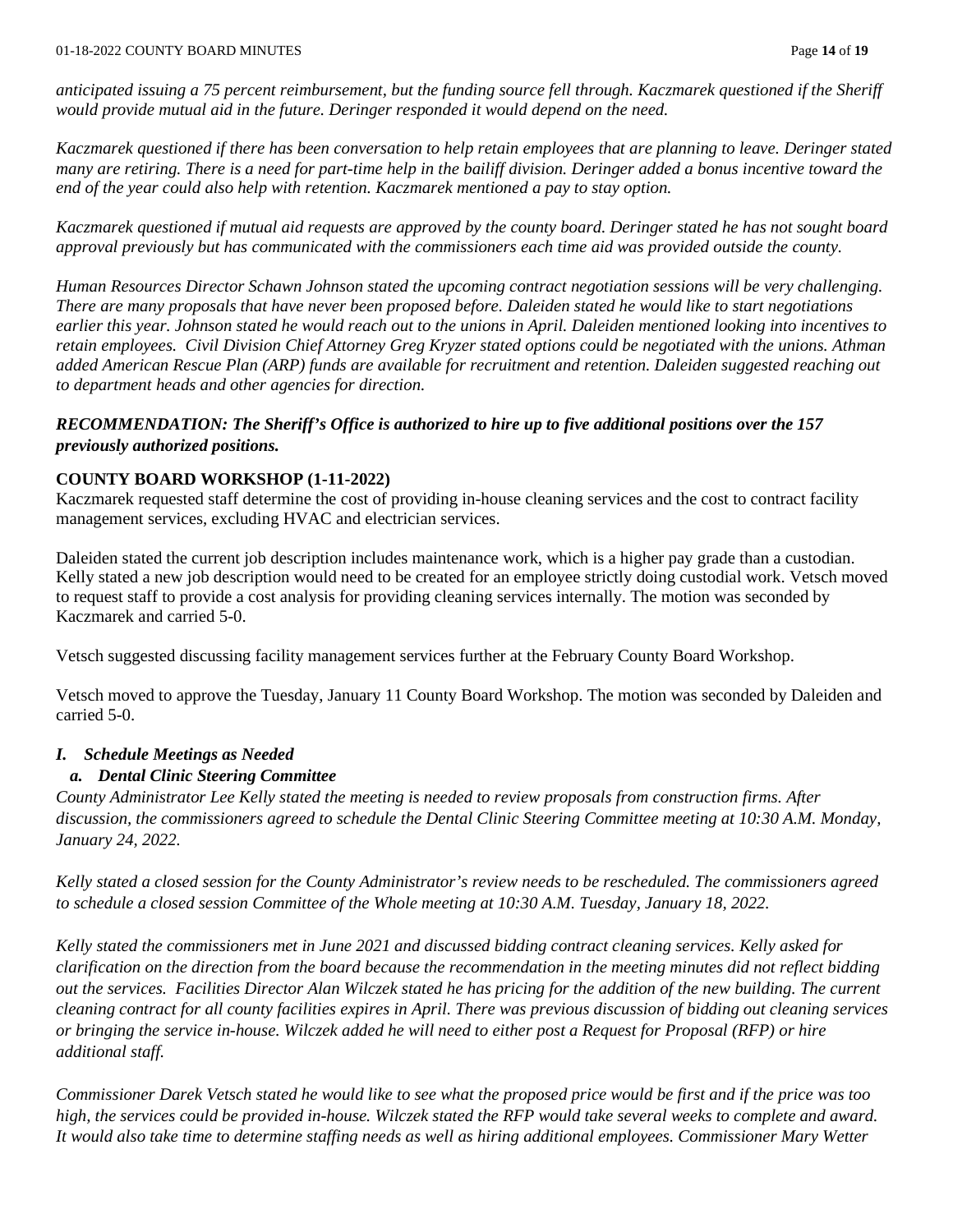*anticipated issuing a 75 percent reimbursement, but the funding source fell through. Kaczmarek questioned if the Sheriff would provide mutual aid in the future. Deringer responded it would depend on the need.*

*Kaczmarek questioned if there has been conversation to help retain employees that are planning to leave. Deringer stated many are retiring. There is a need for part-time help in the bailiff division. Deringer added a bonus incentive toward the end of the year could also help with retention. Kaczmarek mentioned a pay to stay option.*

*Kaczmarek questioned if mutual aid requests are approved by the county board. Deringer stated he has not sought board approval previously but has communicated with the commissioners each time aid was provided outside the county.*

*Human Resources Director Schawn Johnson stated the upcoming contract negotiation sessions will be very challenging. There are many proposals that have never been proposed before. Daleiden stated he would like to start negotiations earlier this year. Johnson stated he would reach out to the unions in April. Daleiden mentioned looking into incentives to retain employees. Civil Division Chief Attorney Greg Kryzer stated options could be negotiated with the unions. Athman added American Rescue Plan (ARP) funds are available for recruitment and retention. Daleiden suggested reaching out to department heads and other agencies for direction.*

***RECOMMENDATION: The Sheriff's Office is authorized to hire up to five additional positions over the 157 previously authorized positions.***

**COUNTY BOARD WORKSHOP (1-11-2022)**

Kaczmarek requested staff determine the cost of providing in-house cleaning services and the cost to contract facility management services, excluding HVAC and electrician services.

Daleiden stated the current job description includes maintenance work, which is a higher pay grade than a custodian. Kelly stated a new job description would need to be created for an employee strictly doing custodial work. Vetsch moved to request staff to provide a cost analysis for providing cleaning services internally. The motion was seconded by Kaczmarek and carried 5-0.

Vetsch suggested discussing facility management services further at the February County Board Workshop.

Vetsch moved to approve the Tuesday, January 11 County Board Workshop. The motion was seconded by Daleiden and carried 5-0.

***I. Schedule Meetings as Needed***

***a. Dental Clinic Steering Committee***

*County Administrator Lee Kelly stated the meeting is needed to review proposals from construction firms. After discussion, the commissioners agreed to schedule the Dental Clinic Steering Committee meeting at 10:30 A.M. Monday, January 24, 2022.*

*Kelly stated a closed session for the County Administrator's review needs to be rescheduled. The commissioners agreed to schedule a closed session Committee of the Whole meeting at 10:30 A.M. Tuesday, January 18, 2022.*

*Kelly stated the commissioners met in June 2021 and discussed bidding contract cleaning services. Kelly asked for clarification on the direction from the board because the recommendation in the meeting minutes did not reflect bidding out the services. Facilities Director Alan Wilczek stated he has pricing for the addition of the new building. The current cleaning contract for all county facilities expires in April. There was previous discussion of bidding out cleaning services or bringing the service in-house. Wilczek added he will need to either post a Request for Proposal (RFP) or hire additional staff.*

*Commissioner Darek Vetsch stated he would like to see what the proposed price would be first and if the price was too high, the services could be provided in-house. Wilczek stated the RFP would take several weeks to complete and award. It would also take time to determine staffing needs as well as hiring additional employees. Commissioner Mary Wetter*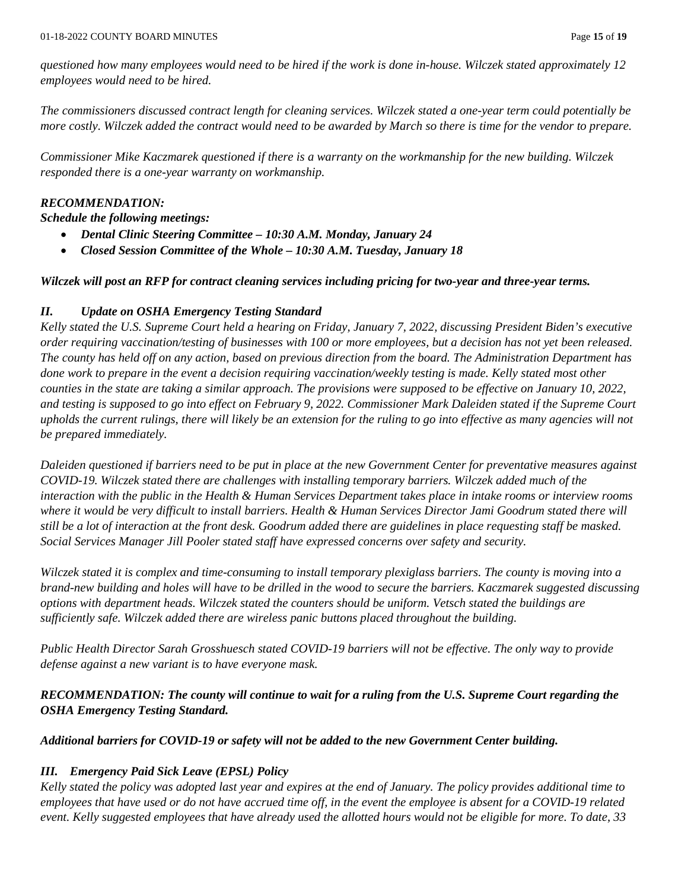*questioned how many employees would need to be hired if the work is done in-house. Wilczek stated approximately 12 employees would need to be hired.*

*The commissioners discussed contract length for cleaning services. Wilczek stated a one-year term could potentially be more costly. Wilczek added the contract would need to be awarded by March so there is time for the vendor to prepare.*

*Commissioner Mike Kaczmarek questioned if there is a warranty on the workmanship for the new building. Wilczek responded there is a one-year warranty on workmanship.*

***RECOMMENDATION:***
***Schedule the following meetings:***

- ***Dental Clinic Steering Committee – 10:30 A.M. Monday, January 24***
- ***Closed Session Committee of the Whole – 10:30 A.M. Tuesday, January 18***

***Wilczek will post an RFP for contract cleaning services including pricing for two-year and three-year terms.***

### *II. Update on OSHA Emergency Testing Standard*

*Kelly stated the U.S. Supreme Court held a hearing on Friday, January 7, 2022, discussing President Biden's executive order requiring vaccination/testing of businesses with 100 or more employees, but a decision has not yet been released. The county has held off on any action, based on previous direction from the board. The Administration Department has done work to prepare in the event a decision requiring vaccination/weekly testing is made. Kelly stated most other counties in the state are taking a similar approach. The provisions were supposed to be effective on January 10, 2022, and testing is supposed to go into effect on February 9, 2022. Commissioner Mark Daleiden stated if the Supreme Court upholds the current rulings, there will likely be an extension for the ruling to go into effective as many agencies will not be prepared immediately.*

*Daleiden questioned if barriers need to be put in place at the new Government Center for preventative measures against COVID-19. Wilczek stated there are challenges with installing temporary barriers. Wilczek added much of the interaction with the public in the Health & Human Services Department takes place in intake rooms or interview rooms where it would be very difficult to install barriers. Health & Human Services Director Jami Goodrum stated there will still be a lot of interaction at the front desk. Goodrum added there are guidelines in place requesting staff be masked. Social Services Manager Jill Pooler stated staff have expressed concerns over safety and security.*

*Wilczek stated it is complex and time-consuming to install temporary plexiglass barriers. The county is moving into a brand-new building and holes will have to be drilled in the wood to secure the barriers. Kaczmarek suggested discussing options with department heads. Wilczek stated the counters should be uniform. Vetsch stated the buildings are sufficiently safe. Wilczek added there are wireless panic buttons placed throughout the building.*

*Public Health Director Sarah Grosshuesch stated COVID-19 barriers will not be effective. The only way to provide defense against a new variant is to have everyone mask.*

***RECOMMENDATION: The county will continue to wait for a ruling from the U.S. Supreme Court regarding the OSHA Emergency Testing Standard.***

***Additional barriers for COVID-19 or safety will not be added to the new Government Center building.***

### *III. Emergency Paid Sick Leave (EPSL) Policy*

*Kelly stated the policy was adopted last year and expires at the end of January. The policy provides additional time to employees that have used or do not have accrued time off, in the event the employee is absent for a COVID-19 related event. Kelly suggested employees that have already used the allotted hours would not be eligible for more. To date, 33*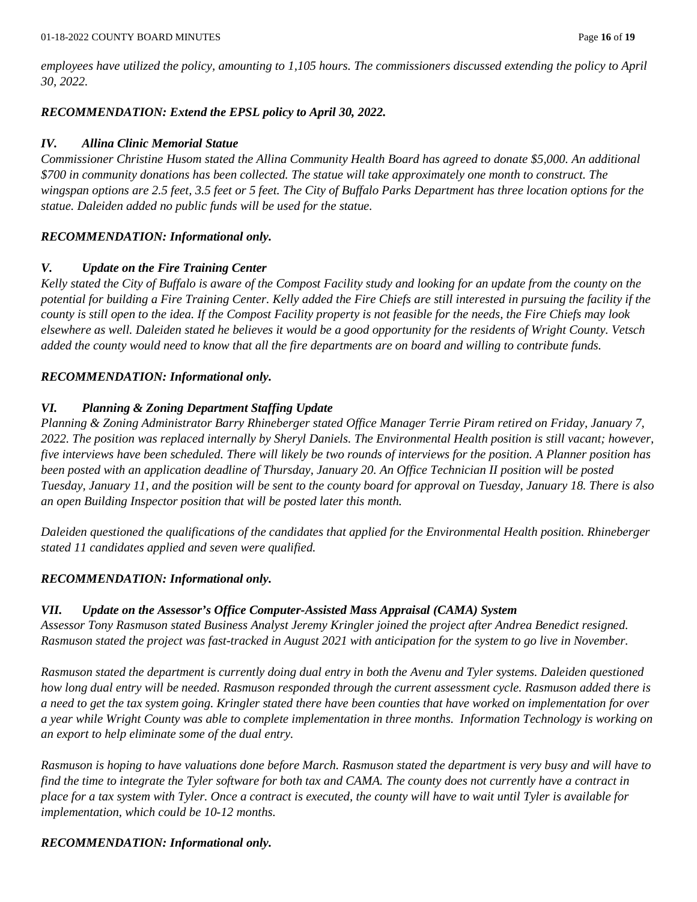*employees have utilized the policy, amounting to 1,105 hours. The commissioners discussed extending the policy to April 30, 2022.*

***RECOMMENDATION: Extend the EPSL policy to April 30, 2022.***

### *IV. Allina Clinic Memorial Statue*

*Commissioner Christine Husom stated the Allina Community Health Board has agreed to donate $5,000. An additional $700 in community donations has been collected. The statue will take approximately one month to construct. The wingspan options are 2.5 feet, 3.5 feet or 5 feet. The City of Buffalo Parks Department has three location options for the statue. Daleiden added no public funds will be used for the statue.*

***RECOMMENDATION: Informational only.***

### *V. Update on the Fire Training Center*

*Kelly stated the City of Buffalo is aware of the Compost Facility study and looking for an update from the county on the potential for building a Fire Training Center. Kelly added the Fire Chiefs are still interested in pursuing the facility if the county is still open to the idea. If the Compost Facility property is not feasible for the needs, the Fire Chiefs may look elsewhere as well. Daleiden stated he believes it would be a good opportunity for the residents of Wright County. Vetsch added the county would need to know that all the fire departments are on board and willing to contribute funds.*

***RECOMMENDATION: Informational only.***

### *VI. Planning & Zoning Department Staffing Update*

*Planning & Zoning Administrator Barry Rhineberger stated Office Manager Terrie Piram retired on Friday, January 7, 2022. The position was replaced internally by Sheryl Daniels. The Environmental Health position is still vacant; however, five interviews have been scheduled. There will likely be two rounds of interviews for the position. A Planner position has been posted with an application deadline of Thursday, January 20. An Office Technician II position will be posted Tuesday, January 11, and the position will be sent to the county board for approval on Tuesday, January 18. There is also an open Building Inspector position that will be posted later this month.*

*Daleiden questioned the qualifications of the candidates that applied for the Environmental Health position. Rhineberger stated 11 candidates applied and seven were qualified.*

***RECOMMENDATION: Informational only.***

### *VII. Update on the Assessor's Office Computer-Assisted Mass Appraisal (CAMA) System*

*Assessor Tony Rasmuson stated Business Analyst Jeremy Kringler joined the project after Andrea Benedict resigned. Rasmuson stated the project was fast-tracked in August 2021 with anticipation for the system to go live in November.*

*Rasmuson stated the department is currently doing dual entry in both the Avenu and Tyler systems. Daleiden questioned how long dual entry will be needed. Rasmuson responded through the current assessment cycle. Rasmuson added there is a need to get the tax system going. Kringler stated there have been counties that have worked on implementation for over a year while Wright County was able to complete implementation in three months. Information Technology is working on an export to help eliminate some of the dual entry.*

*Rasmuson is hoping to have valuations done before March. Rasmuson stated the department is very busy and will have to find the time to integrate the Tyler software for both tax and CAMA. The county does not currently have a contract in place for a tax system with Tyler. Once a contract is executed, the county will have to wait until Tyler is available for implementation, which could be 10-12 months.*

***RECOMMENDATION: Informational only.***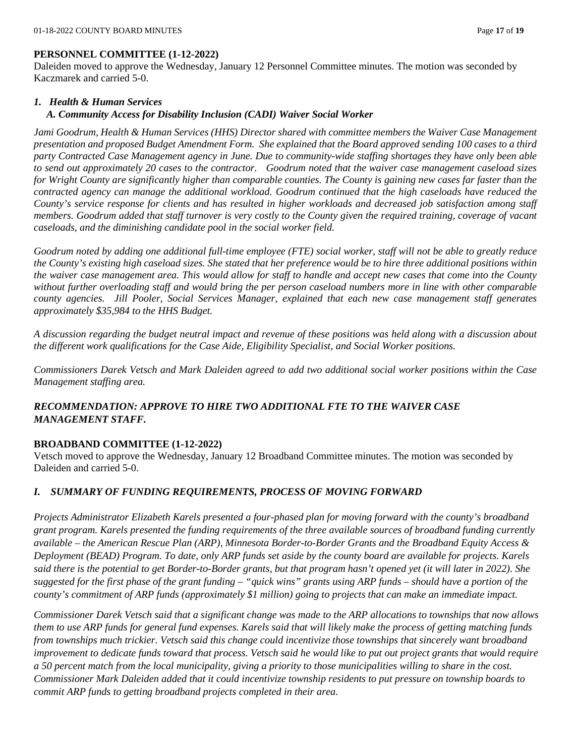**PERSONNEL COMMITTEE (1-12-2022)**

Daleiden moved to approve the Wednesday, January 12 Personnel Committee minutes. The motion was seconded by Kaczmarek and carried 5-0.

1. ***Health & Human Services***

   ***A. Community Access for Disability Inclusion (CADI) Waiver Social Worker***

*Jami Goodrum, Health & Human Services (HHS) Director shared with committee members the Waiver Case Management presentation and proposed Budget Amendment Form. She explained that the Board approved sending 100 cases to a third party Contracted Case Management agency in June. Due to community-wide staffing shortages they have only been able to send out approximately 20 cases to the contractor. Goodrum noted that the waiver case management caseload sizes for Wright County are significantly higher than comparable counties. The County is gaining new cases far faster than the contracted agency can manage the additional workload. Goodrum continued that the high caseloads have reduced the County's service response for clients and has resulted in higher workloads and decreased job satisfaction among staff members. Goodrum added that staff turnover is very costly to the County given the required training, coverage of vacant caseloads, and the diminishing candidate pool in the social worker field.*

*Goodrum noted by adding one additional full-time employee (FTE) social worker, staff will not be able to greatly reduce the County's existing high caseload sizes. She stated that her preference would be to hire three additional positions within the waiver case management area. This would allow for staff to handle and accept new cases that come into the County without further overloading staff and would bring the per person caseload numbers more in line with other comparable county agencies. Jill Pooler, Social Services Manager, explained that each new case management staff generates approximately $35,984 to the HHS Budget.*

*A discussion regarding the budget neutral impact and revenue of these positions was held along with a discussion about the different work qualifications for the Case Aide, Eligibility Specialist, and Social Worker positions.*

*Commissioners Darek Vetsch and Mark Daleiden agreed to add two additional social worker positions within the Case Management staffing area.*

***RECOMMENDATION: APPROVE TO HIRE TWO ADDITIONAL FTE TO THE WAIVER CASE MANAGEMENT STAFF.***

**BROADBAND COMMITTEE (1-12-2022)**

Vetsch moved to approve the Wednesday, January 12 Broadband Committee minutes. The motion was seconded by Daleiden and carried 5-0.

***I. SUMMARY OF FUNDING REQUIREMENTS, PROCESS OF MOVING FORWARD***

*Projects Administrator Elizabeth Karels presented a four-phased plan for moving forward with the county's broadband grant program. Karels presented the funding requirements of the three available sources of broadband funding currently available – the American Rescue Plan (ARP), Minnesota Border-to-Border Grants and the Broadband Equity Access & Deployment (BEAD) Program. To date, only ARP funds set aside by the county board are available for projects. Karels said there is the potential to get Border-to-Border grants, but that program hasn't opened yet (it will later in 2022). She suggested for the first phase of the grant funding – "quick wins" grants using ARP funds – should have a portion of the county's commitment of ARP funds (approximately $1 million) going to projects that can make an immediate impact.*

*Commissioner Darek Vetsch said that a significant change was made to the ARP allocations to townships that now allows them to use ARP funds for general fund expenses. Karels said that will likely make the process of getting matching funds from townships much trickier. Vetsch said this change could incentivize those townships that sincerely want broadband improvement to dedicate funds toward that process. Vetsch said he would like to put out project grants that would require a 50 percent match from the local municipality, giving a priority to those municipalities willing to share in the cost. Commissioner Mark Daleiden added that it could incentivize township residents to put pressure on township boards to commit ARP funds to getting broadband projects completed in their area.*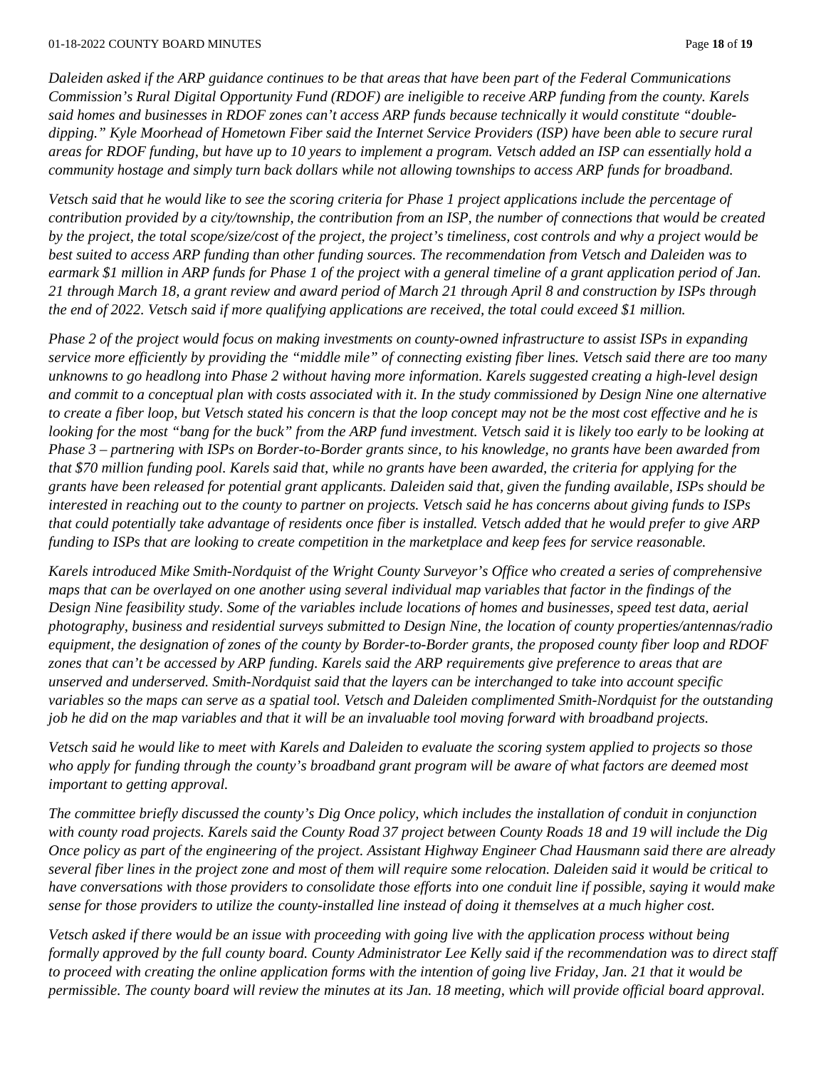*Daleiden asked if the ARP guidance continues to be that areas that have been part of the Federal Communications Commission's Rural Digital Opportunity Fund (RDOF) are ineligible to receive ARP funding from the county. Karels said homes and businesses in RDOF zones can't access ARP funds because technically it would constitute "double-dipping." Kyle Moorhead of Hometown Fiber said the Internet Service Providers (ISP) have been able to secure rural areas for RDOF funding, but have up to 10 years to implement a program. Vetsch added an ISP can essentially hold a community hostage and simply turn back dollars while not allowing townships to access ARP funds for broadband.*

*Vetsch said that he would like to see the scoring criteria for Phase 1 project applications include the percentage of contribution provided by a city/township, the contribution from an ISP, the number of connections that would be created by the project, the total scope/size/cost of the project, the project's timeliness, cost controls and why a project would be best suited to access ARP funding than other funding sources. The recommendation from Vetsch and Daleiden was to earmark $1 million in ARP funds for Phase 1 of the project with a general timeline of a grant application period of Jan. 21 through March 18, a grant review and award period of March 21 through April 8 and construction by ISPs through the end of 2022. Vetsch said if more qualifying applications are received, the total could exceed $1 million.*

*Phase 2 of the project would focus on making investments on county-owned infrastructure to assist ISPs in expanding service more efficiently by providing the "middle mile" of connecting existing fiber lines. Vetsch said there are too many unknowns to go headlong into Phase 2 without having more information. Karels suggested creating a high-level design and commit to a conceptual plan with costs associated with it. In the study commissioned by Design Nine one alternative to create a fiber loop, but Vetsch stated his concern is that the loop concept may not be the most cost effective and he is looking for the most "bang for the buck" from the ARP fund investment. Vetsch said it is likely too early to be looking at Phase 3 – partnering with ISPs on Border-to-Border grants since, to his knowledge, no grants have been awarded from that $70 million funding pool. Karels said that, while no grants have been awarded, the criteria for applying for the grants have been released for potential grant applicants. Daleiden said that, given the funding available, ISPs should be interested in reaching out to the county to partner on projects. Vetsch said he has concerns about giving funds to ISPs that could potentially take advantage of residents once fiber is installed. Vetsch added that he would prefer to give ARP funding to ISPs that are looking to create competition in the marketplace and keep fees for service reasonable.*

*Karels introduced Mike Smith-Nordquist of the Wright County Surveyor's Office who created a series of comprehensive maps that can be overlayed on one another using several individual map variables that factor in the findings of the Design Nine feasibility study. Some of the variables include locations of homes and businesses, speed test data, aerial photography, business and residential surveys submitted to Design Nine, the location of county properties/antennas/radio equipment, the designation of zones of the county by Border-to-Border grants, the proposed county fiber loop and RDOF zones that can't be accessed by ARP funding. Karels said the ARP requirements give preference to areas that are unserved and underserved. Smith-Nordquist said that the layers can be interchanged to take into account specific variables so the maps can serve as a spatial tool. Vetsch and Daleiden complimented Smith-Nordquist for the outstanding job he did on the map variables and that it will be an invaluable tool moving forward with broadband projects.*

*Vetsch said he would like to meet with Karels and Daleiden to evaluate the scoring system applied to projects so those who apply for funding through the county's broadband grant program will be aware of what factors are deemed most important to getting approval.*

*The committee briefly discussed the county's Dig Once policy, which includes the installation of conduit in conjunction with county road projects. Karels said the County Road 37 project between County Roads 18 and 19 will include the Dig Once policy as part of the engineering of the project. Assistant Highway Engineer Chad Hausmann said there are already several fiber lines in the project zone and most of them will require some relocation. Daleiden said it would be critical to have conversations with those providers to consolidate those efforts into one conduit line if possible, saying it would make sense for those providers to utilize the county-installed line instead of doing it themselves at a much higher cost.*

*Vetsch asked if there would be an issue with proceeding with going live with the application process without being formally approved by the full county board. County Administrator Lee Kelly said if the recommendation was to direct staff to proceed with creating the online application forms with the intention of going live Friday, Jan. 21 that it would be permissible. The county board will review the minutes at its Jan. 18 meeting, which will provide official board approval.*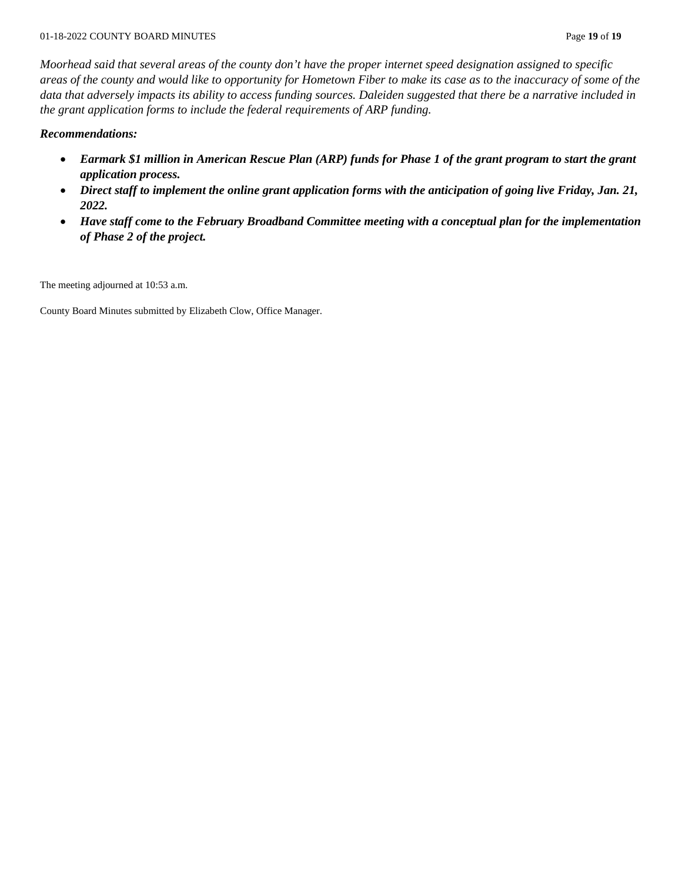*Moorhead said that several areas of the county don't have the proper internet speed designation assigned to specific areas of the county and would like to opportunity for Hometown Fiber to make its case as to the inaccuracy of some of the data that adversely impacts its ability to access funding sources. Daleiden suggested that there be a narrative included in the grant application forms to include the federal requirements of ARP funding.*

***Recommendations:***

- ***Earmark $1 million in American Rescue Plan (ARP) funds for Phase 1 of the grant program to start the grant application process.***
- ***Direct staff to implement the online grant application forms with the anticipation of going live Friday, Jan. 21, 2022.***
- ***Have staff come to the February Broadband Committee meeting with a conceptual plan for the implementation of Phase 2 of the project.***

The meeting adjourned at 10:53 a.m.

County Board Minutes submitted by Elizabeth Clow, Office Manager.